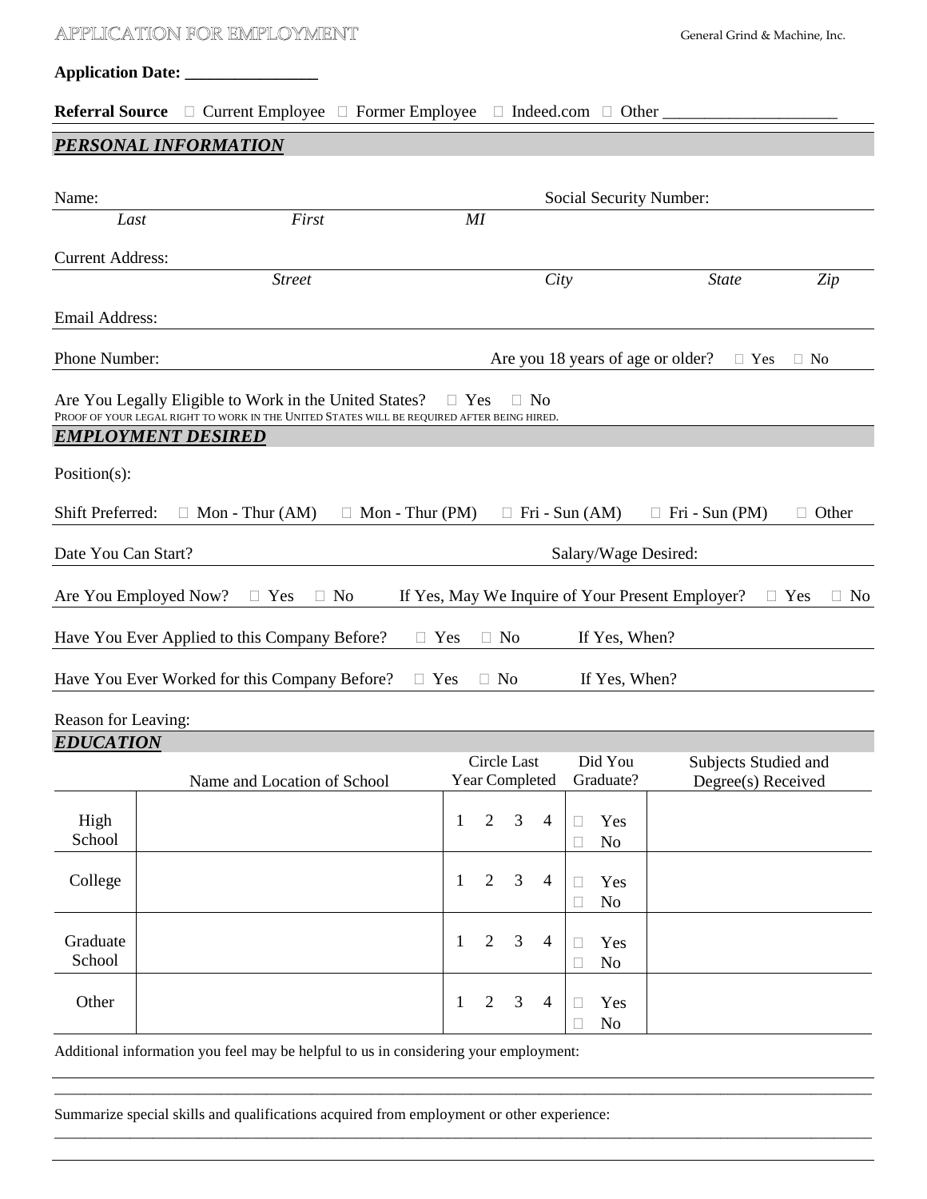# APPLICATION FOR EMPLOYMENT

General Grind & Machine, Inc.

**Application Date: ________________**

**Referral Source** ☐ Current Employee ☐ Former Employee ☐ Indeed.com ☐ Other ____________________

## *PERSONAL INFORMATION*

Name: Social Security Number:

*Last* *First* *MI*

Current Address:

*Street* *City* *State* *Zip*

Email Address:

Phone Number: Are you 18 years of age or older? ☐ Yes ☐ No

Are You Legally Eligible to Work in the United States? ☐ Yes ☐ No

PROOF OF YOUR LEGAL RIGHT TO WORK IN THE UNITED STATES WILL BE REQUIRED AFTER BEING HIRED.

## *EMPLOYMENT DESIRED*

Position(s):

Shift Preferred: ☐ Mon - Thur (AM) ☐ Mon - Thur (PM) ☐ Fri - Sun (AM) ☐ Fri - Sun (PM) ☐ Other

Date You Can Start? Salary/Wage Desired:

Are You Employed Now? ☐ Yes ☐ No If Yes, May We Inquire of Your Present Employer? ☐ Yes ☐ No

Have You Ever Applied to this Company Before? ☐ Yes ☐ No If Yes, When?

Have You Ever Worked for this Company Before? ☐ Yes ☐ No If Yes, When?

Reason for Leaving:

## *EDUCATION*

| | Name and Location of School | Circle Last Year Completed | Did You Graduate? | Subjects Studied and Degree(s) Received |
|---|---|---|---|---|
| High School | | 1 2 3 4 | ☐ Yes ☐ No | |
| College | | 1 2 3 4 | ☐ Yes ☐ No | |
| Graduate School | | 1 2 3 4 | ☐ Yes ☐ No | |
| Other | | 1 2 3 4 | ☐ Yes ☐ No | |

Additional information you feel may be helpful to us in considering your employment:

_______________________________________________________________________________

Summarize special skills and qualifications acquired from employment or other experience:

_______________________________________________________________________________

_______________________________________________________________________________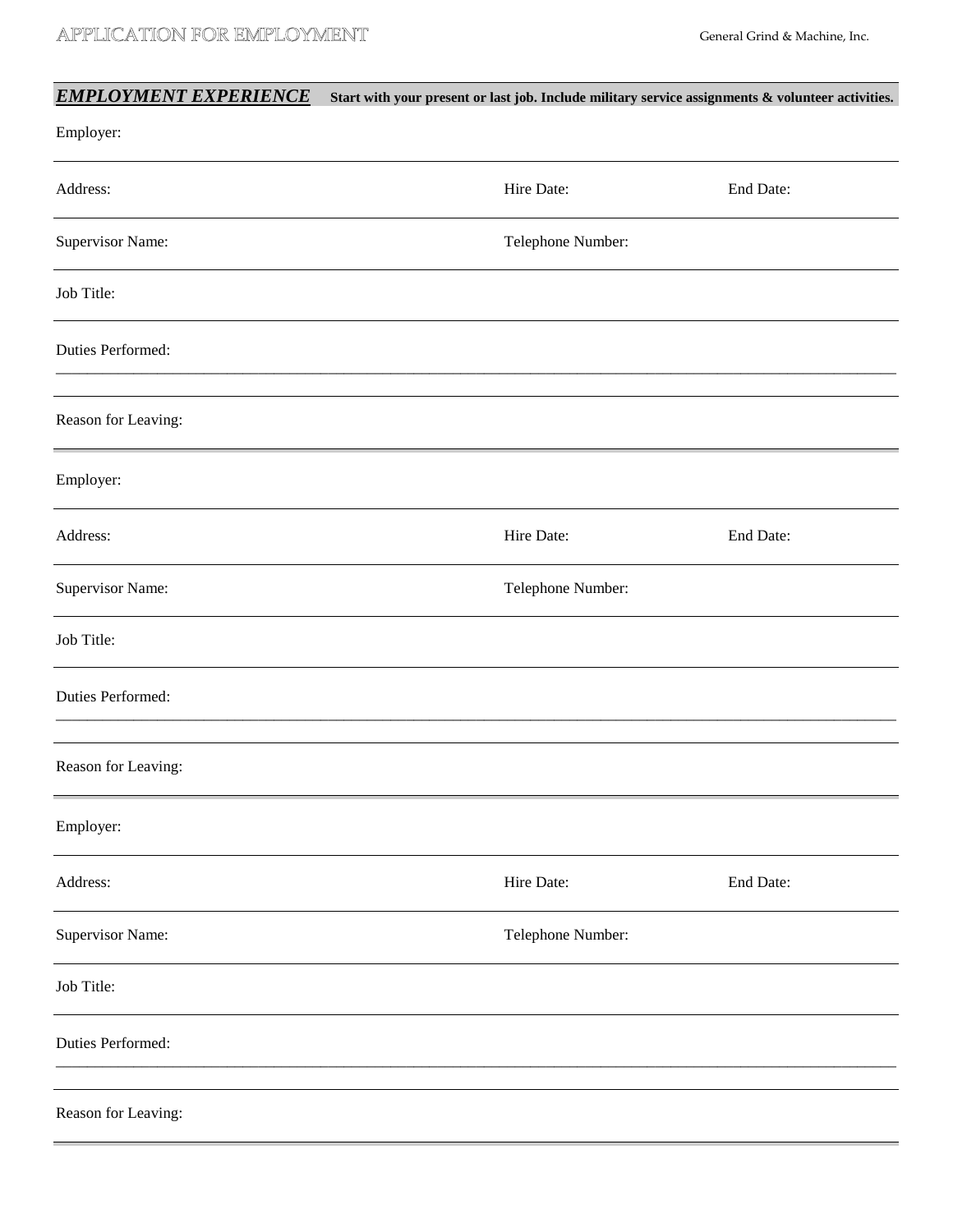## *EMPLOYMENT EXPERIENCE*

**Start with your present or last job. Include military service assignments & volunteer activities.**

Employer:

Address: Hire Date: End Date:

Supervisor Name: Telephone Number:

Job Title:

Duties Performed:

Reason for Leaving:

---

Employer:

Address: Hire Date: End Date:

Supervisor Name: Telephone Number:

Job Title:

Duties Performed:

Reason for Leaving:

---

Employer:

Address: Hire Date: End Date:

Supervisor Name: Telephone Number:

Job Title:

Duties Performed:

Reason for Leaving: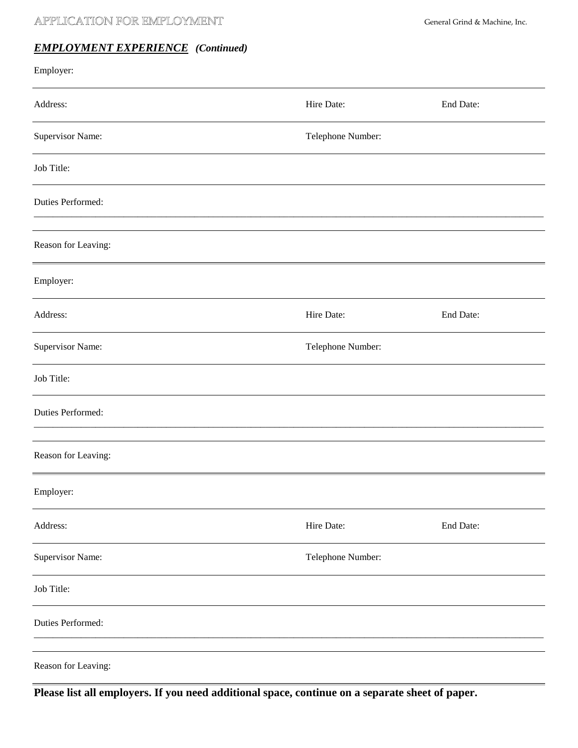## ***EMPLOYMENT EXPERIENCE*** *(Continued)*

Employer:

---

Address: Hire Date: End Date:

---

Supervisor Name: Telephone Number:

---

Job Title:

---

Duties Performed:

---

Reason for Leaving:

---

Employer:

---

Address: Hire Date: End Date:

---

Supervisor Name: Telephone Number:

---

Job Title:

---

Duties Performed:

---

Reason for Leaving:

---

Employer:

---

Address: Hire Date: End Date:

---

Supervisor Name: Telephone Number:

---

Job Title:

---

Duties Performed:

---

Reason for Leaving:

---

**Please list all employers. If you need additional space, continue on a separate sheet of paper.**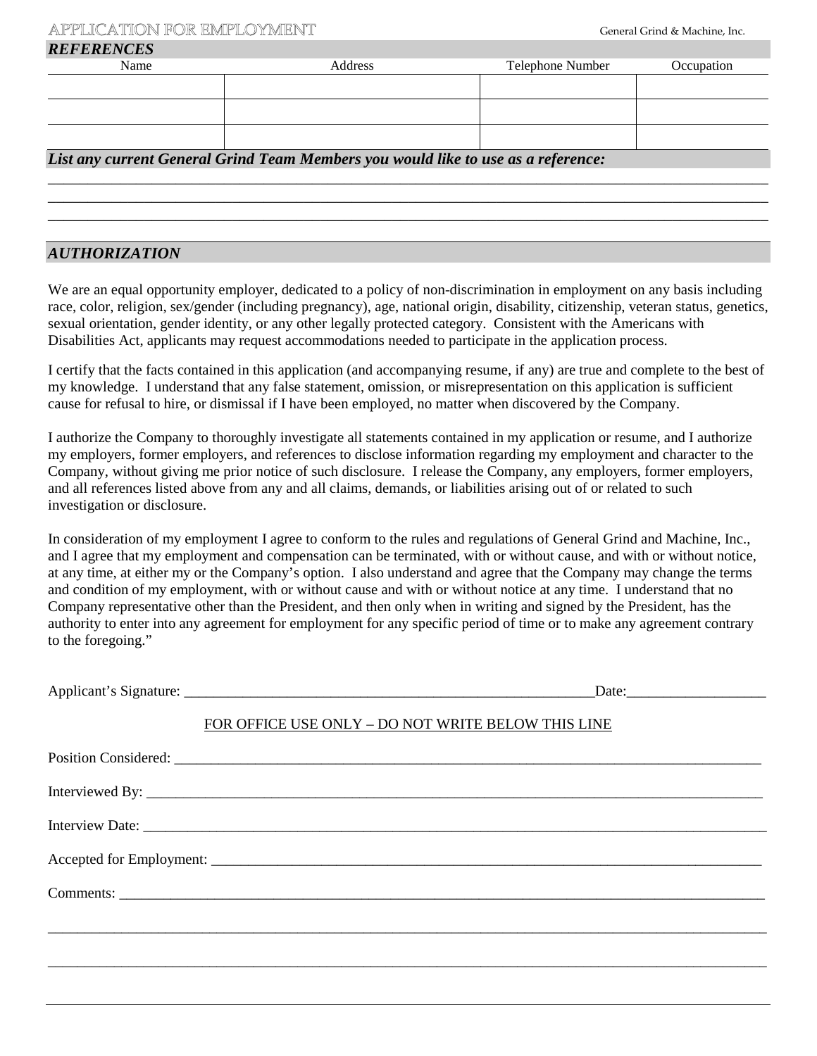## REFERENCES

| Name | Address | Telephone Number | Occupation |
| --- | --- | --- | --- |
| | | | |
| | | | |
| | | | |

### *List any current General Grind Team Members you would like to use as a reference:*

\_\_\_\_\_\_\_\_\_\_\_\_\_\_\_\_\_\_\_\_\_\_\_\_\_\_\_\_\_\_\_\_\_\_\_\_\_\_\_\_\_\_\_\_\_\_\_\_\_\_\_\_\_\_\_\_\_\_\_\_\_\_\_\_\_\_\_\_\_\_\_\_\_\_\_\_

\_\_\_\_\_\_\_\_\_\_\_\_\_\_\_\_\_\_\_\_\_\_\_\_\_\_\_\_\_\_\_\_\_\_\_\_\_\_\_\_\_\_\_\_\_\_\_\_\_\_\_\_\_\_\_\_\_\_\_\_\_\_\_\_\_\_\_\_\_\_\_\_\_\_\_\_

\_\_\_\_\_\_\_\_\_\_\_\_\_\_\_\_\_\_\_\_\_\_\_\_\_\_\_\_\_\_\_\_\_\_\_\_\_\_\_\_\_\_\_\_\_\_\_\_\_\_\_\_\_\_\_\_\_\_\_\_\_\_\_\_\_\_\_\_\_\_\_\_\_\_\_\_

## *AUTHORIZATION*

We are an equal opportunity employer, dedicated to a policy of non-discrimination in employment on any basis including race, color, religion, sex/gender (including pregnancy), age, national origin, disability, citizenship, veteran status, genetics, sexual orientation, gender identity, or any other legally protected category. Consistent with the Americans with Disabilities Act, applicants may request accommodations needed to participate in the application process.

I certify that the facts contained in this application (and accompanying resume, if any) are true and complete to the best of my knowledge. I understand that any false statement, omission, or misrepresentation on this application is sufficient cause for refusal to hire, or dismissal if I have been employed, no matter when discovered by the Company.

I authorize the Company to thoroughly investigate all statements contained in my application or resume, and I authorize my employers, former employers, and references to disclose information regarding my employment and character to the Company, without giving me prior notice of such disclosure. I release the Company, any employers, former employers, and all references listed above from any and all claims, demands, or liabilities arising out of or related to such investigation or disclosure.

In consideration of my employment I agree to conform to the rules and regulations of General Grind and Machine, Inc., and I agree that my employment and compensation can be terminated, with or without cause, and with or without notice, at any time, at either my or the Company's option. I also understand and agree that the Company may change the terms and condition of my employment, with or without cause and with or without notice at any time. I understand that no Company representative other than the President, and then only when in writing and signed by the President, has the authority to enter into any agreement for employment for any specific period of time or to make any agreement contrary to the foregoing."

Applicant's Signature: \_\_\_\_\_\_\_\_\_\_\_\_\_\_\_\_\_\_\_\_\_\_\_\_\_\_\_\_\_\_\_\_\_\_\_\_\_\_\_\_\_\_\_\_\_\_\_\_\_\_\_\_\_\_ Date: \_\_\_\_\_\_\_\_\_\_\_\_\_\_\_\_\_\_\_

FOR OFFICE USE ONLY – DO NOT WRITE BELOW THIS LINE

Position Considered: \_\_\_\_\_\_\_\_\_\_\_\_\_\_\_\_\_\_\_\_\_\_\_\_\_\_\_\_\_\_\_\_\_\_\_\_\_\_\_\_\_\_\_\_\_\_\_\_\_\_\_\_\_\_\_\_\_\_\_\_\_\_\_\_\_\_

Interviewed By: \_\_\_\_\_\_\_\_\_\_\_\_\_\_\_\_\_\_\_\_\_\_\_\_\_\_\_\_\_\_\_\_\_\_\_\_\_\_\_\_\_\_\_\_\_\_\_\_\_\_\_\_\_\_\_\_\_\_\_\_\_\_\_\_\_\_\_\_\_\_

Interview Date: \_\_\_\_\_\_\_\_\_\_\_\_\_\_\_\_\_\_\_\_\_\_\_\_\_\_\_\_\_\_\_\_\_\_\_\_\_\_\_\_\_\_\_\_\_\_\_\_\_\_\_\_\_\_\_\_\_\_\_\_\_\_\_\_\_\_\_\_\_\_

Accepted for Employment: \_\_\_\_\_\_\_\_\_\_\_\_\_\_\_\_\_\_\_\_\_\_\_\_\_\_\_\_\_\_\_\_\_\_\_\_\_\_\_\_\_\_\_\_\_\_\_\_\_\_\_\_\_\_\_\_\_\_\_\_\_\_

Comments: \_\_\_\_\_\_\_\_\_\_\_\_\_\_\_\_\_\_\_\_\_\_\_\_\_\_\_\_\_\_\_\_\_\_\_\_\_\_\_\_\_\_\_\_\_\_\_\_\_\_\_\_\_\_\_\_\_\_\_\_\_\_\_\_\_\_\_\_\_\_\_\_\_\_

\_\_\_\_\_\_\_\_\_\_\_\_\_\_\_\_\_\_\_\_\_\_\_\_\_\_\_\_\_\_\_\_\_\_\_\_\_\_\_\_\_\_\_\_\_\_\_\_\_\_\_\_\_\_\_\_\_\_\_\_\_\_\_\_\_\_\_\_\_\_\_\_\_\_\_\_

\_\_\_\_\_\_\_\_\_\_\_\_\_\_\_\_\_\_\_\_\_\_\_\_\_\_\_\_\_\_\_\_\_\_\_\_\_\_\_\_\_\_\_\_\_\_\_\_\_\_\_\_\_\_\_\_\_\_\_\_\_\_\_\_\_\_\_\_\_\_\_\_\_\_\_\_